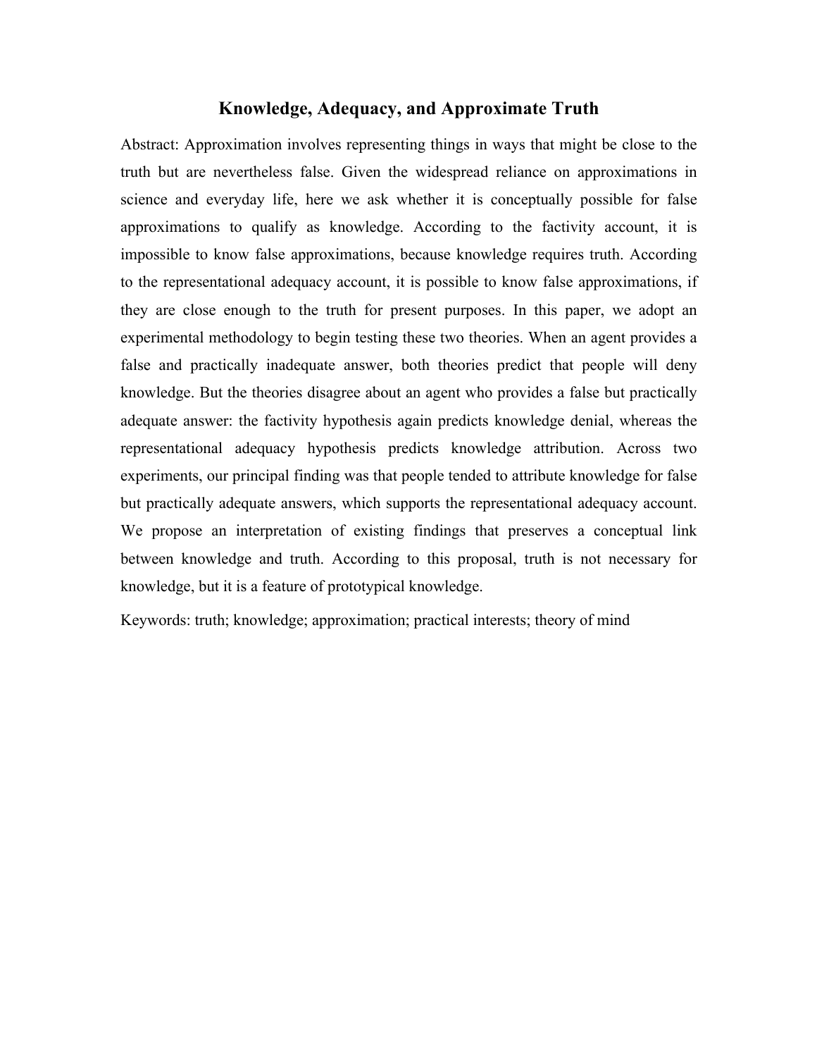# Knowledge, Adequacy, and Approximate Truth

Abstract: Approximation involves representing things in ways that might be close to the truth but are nevertheless false. Given the widespread reliance on approximations in science and everyday life, here we ask whether it is conceptually possible for false approximations to qualify as knowledge. According to the factivity account, it is impossible to know false approximations, because knowledge requires truth. According to the representational adequacy account, it is possible to know false approximations, if they are close enough to the truth for present purposes. In this paper, we adopt an experimental methodology to begin testing these two theories. When an agent provides a false and practically inadequate answer, both theories predict that people will deny knowledge. But the theories disagree about an agent who provides a false but practically adequate answer: the factivity hypothesis again predicts knowledge denial, whereas the representational adequacy hypothesis predicts knowledge attribution. Across two experiments, our principal finding was that people tended to attribute knowledge for false but practically adequate answers, which supports the representational adequacy account. We propose an interpretation of existing findings that preserves a conceptual link between knowledge and truth. According to this proposal, truth is not necessary for knowledge, but it is a feature of prototypical knowledge.

Keywords: truth; knowledge; approximation; practical interests; theory of mind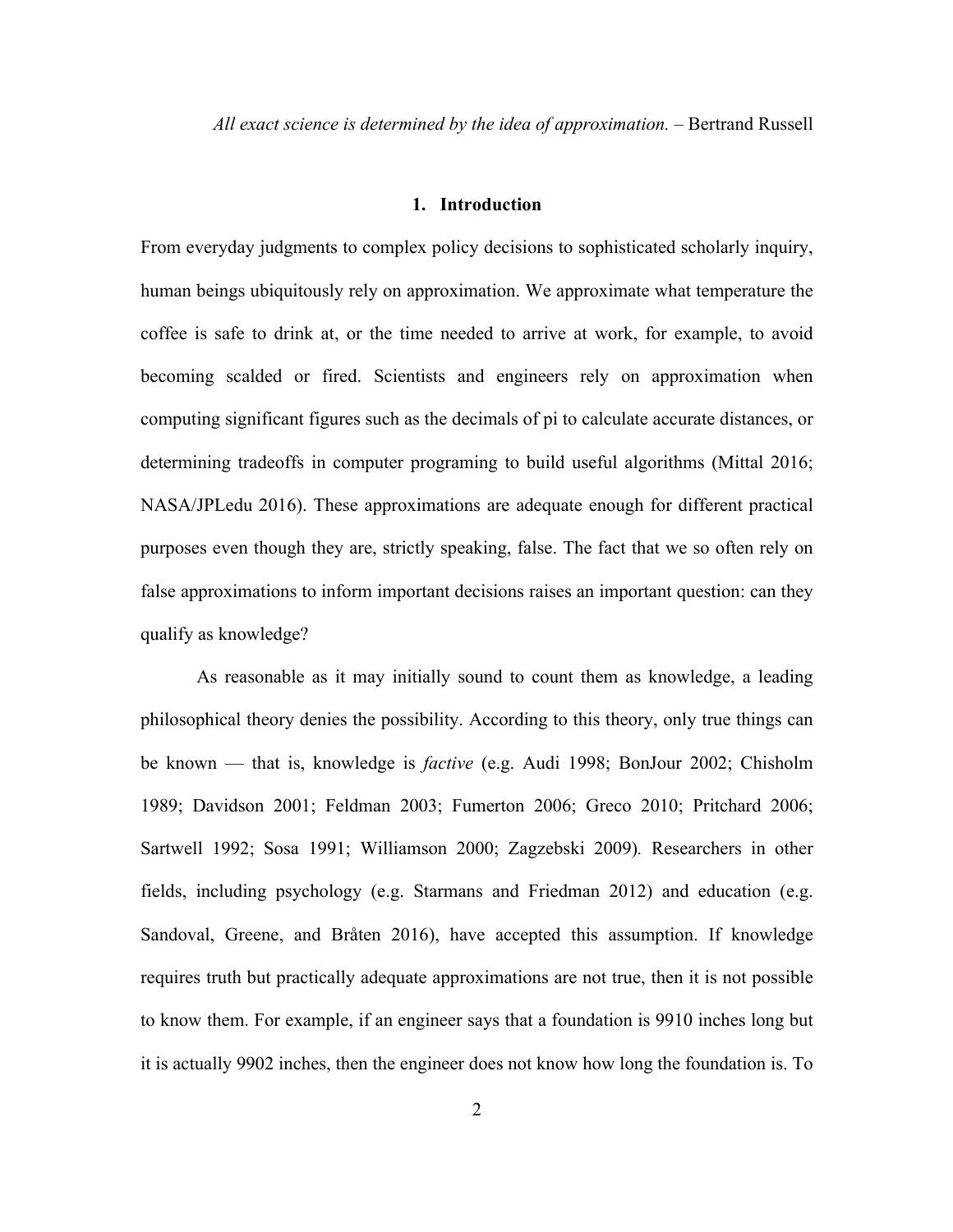*All exact science is determined by the idea of approximation.* – Bertrand Russell

## 1. Introduction

From everyday judgments to complex policy decisions to sophisticated scholarly inquiry, human beings ubiquitously rely on approximation. We approximate what temperature the coffee is safe to drink at, or the time needed to arrive at work, for example, to avoid becoming scalded or fired. Scientists and engineers rely on approximation when computing significant figures such as the decimals of pi to calculate accurate distances, or determining tradeoffs in computer programing to build useful algorithms (Mittal 2016; NASA/JPLedu 2016). These approximations are adequate enough for different practical purposes even though they are, strictly speaking, false. The fact that we so often rely on false approximations to inform important decisions raises an important question: can they qualify as knowledge?

As reasonable as it may initially sound to count them as knowledge, a leading philosophical theory denies the possibility. According to this theory, only true things can be known — that is, knowledge is *factive* (e.g. Audi 1998; BonJour 2002; Chisholm 1989; Davidson 2001; Feldman 2003; Fumerton 2006; Greco 2010; Pritchard 2006; Sartwell 1992; Sosa 1991; Williamson 2000; Zagzebski 2009). Researchers in other fields, including psychology (e.g. Starmans and Friedman 2012) and education (e.g. Sandoval, Greene, and Bråten 2016), have accepted this assumption. If knowledge requires truth but practically adequate approximations are not true, then it is not possible to know them. For example, if an engineer says that a foundation is 9910 inches long but it is actually 9902 inches, then the engineer does not know how long the foundation is. To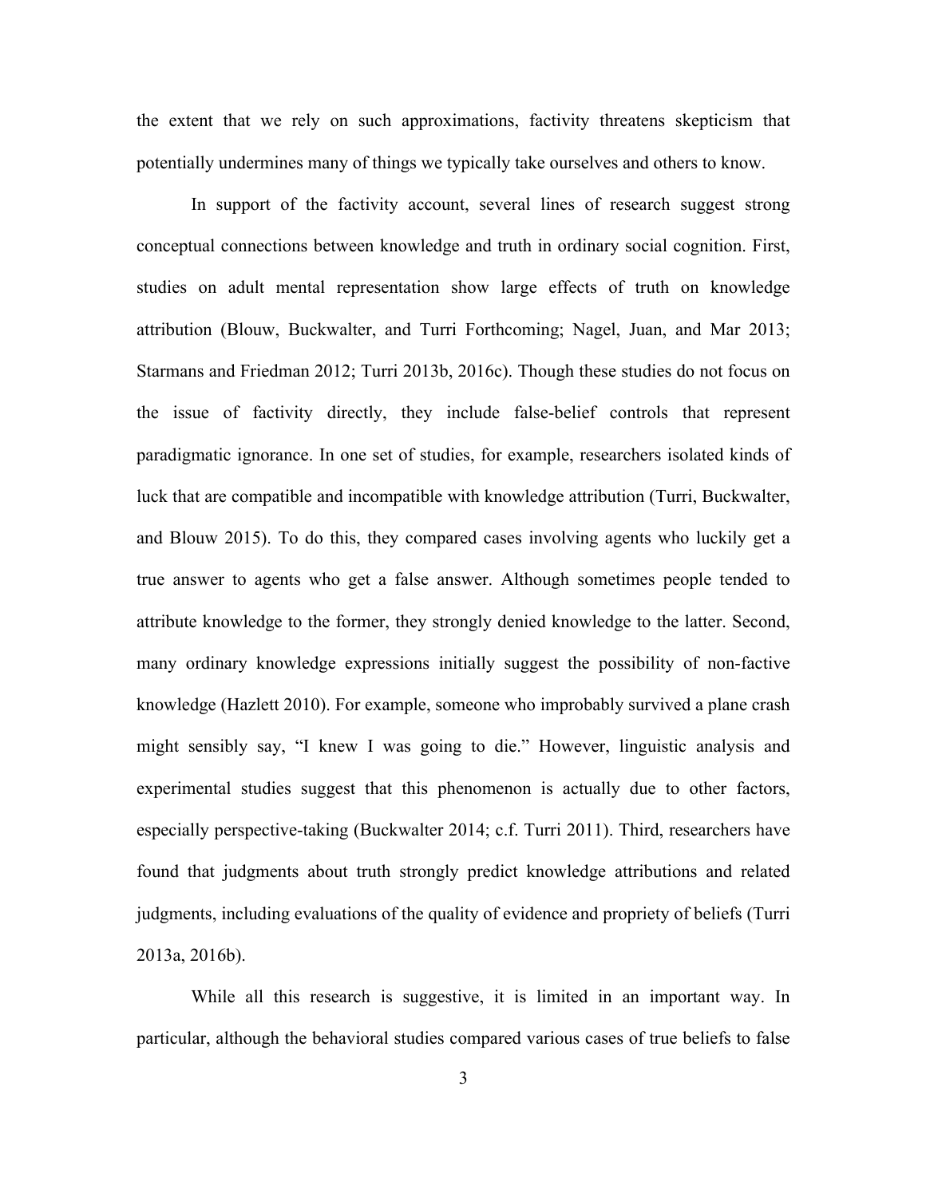the extent that we rely on such approximations, factivity threatens skepticism that potentially undermines many of things we typically take ourselves and others to know.

In support of the factivity account, several lines of research suggest strong conceptual connections between knowledge and truth in ordinary social cognition. First, studies on adult mental representation show large effects of truth on knowledge attribution (Blouw, Buckwalter, and Turri Forthcoming; Nagel, Juan, and Mar 2013; Starmans and Friedman 2012; Turri 2013b, 2016c). Though these studies do not focus on the issue of factivity directly, they include false-belief controls that represent paradigmatic ignorance. In one set of studies, for example, researchers isolated kinds of luck that are compatible and incompatible with knowledge attribution (Turri, Buckwalter, and Blouw 2015). To do this, they compared cases involving agents who luckily get a true answer to agents who get a false answer. Although sometimes people tended to attribute knowledge to the former, they strongly denied knowledge to the latter. Second, many ordinary knowledge expressions initially suggest the possibility of non-factive knowledge (Hazlett 2010). For example, someone who improbably survived a plane crash might sensibly say, "I knew I was going to die." However, linguistic analysis and experimental studies suggest that this phenomenon is actually due to other factors, especially perspective-taking (Buckwalter 2014; c.f. Turri 2011). Third, researchers have found that judgments about truth strongly predict knowledge attributions and related judgments, including evaluations of the quality of evidence and propriety of beliefs (Turri 2013a, 2016b).

While all this research is suggestive, it is limited in an important way. In particular, although the behavioral studies compared various cases of true beliefs to false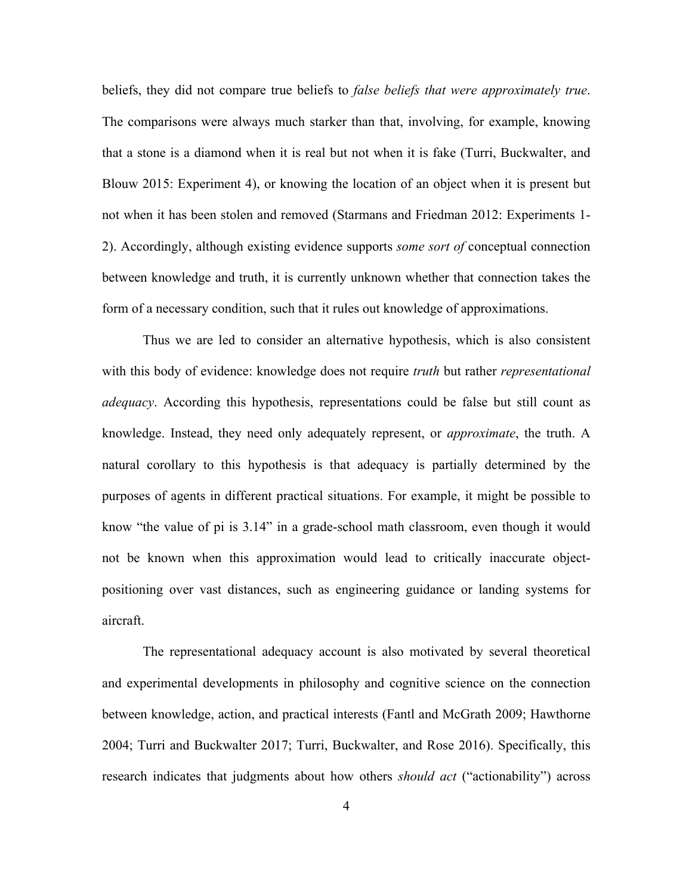beliefs, they did not compare true beliefs to *false beliefs that were approximately true*. The comparisons were always much starker than that, involving, for example, knowing that a stone is a diamond when it is real but not when it is fake (Turri, Buckwalter, and Blouw 2015: Experiment 4), or knowing the location of an object when it is present but not when it has been stolen and removed (Starmans and Friedman 2012: Experiments 1-2). Accordingly, although existing evidence supports *some sort of* conceptual connection between knowledge and truth, it is currently unknown whether that connection takes the form of a necessary condition, such that it rules out knowledge of approximations.

Thus we are led to consider an alternative hypothesis, which is also consistent with this body of evidence: knowledge does not require *truth* but rather *representational adequacy*. According this hypothesis, representations could be false but still count as knowledge. Instead, they need only adequately represent, or *approximate*, the truth. A natural corollary to this hypothesis is that adequacy is partially determined by the purposes of agents in different practical situations. For example, it might be possible to know "the value of pi is 3.14" in a grade-school math classroom, even though it would not be known when this approximation would lead to critically inaccurate object-positioning over vast distances, such as engineering guidance or landing systems for aircraft.

The representational adequacy account is also motivated by several theoretical and experimental developments in philosophy and cognitive science on the connection between knowledge, action, and practical interests (Fantl and McGrath 2009; Hawthorne 2004; Turri and Buckwalter 2017; Turri, Buckwalter, and Rose 2016). Specifically, this research indicates that judgments about how others *should act* ("actionability") across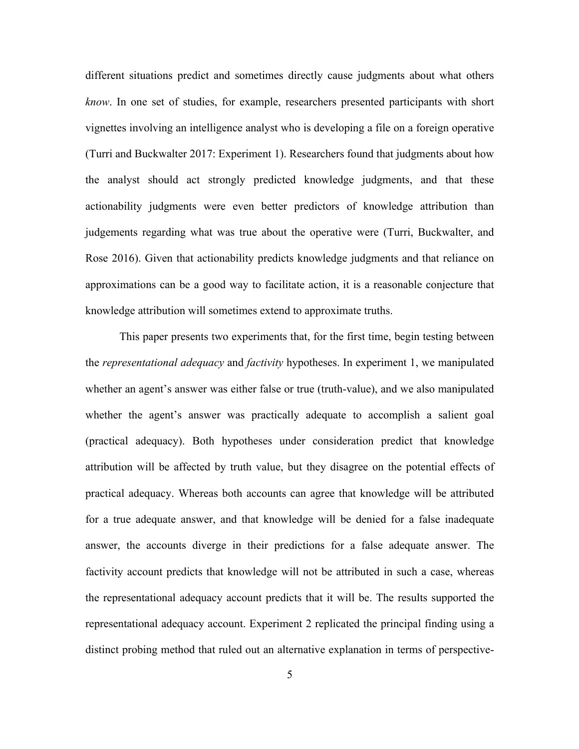different situations predict and sometimes directly cause judgments about what others *know*. In one set of studies, for example, researchers presented participants with short vignettes involving an intelligence analyst who is developing a file on a foreign operative (Turri and Buckwalter 2017: Experiment 1). Researchers found that judgments about how the analyst should act strongly predicted knowledge judgments, and that these actionability judgments were even better predictors of knowledge attribution than judgements regarding what was true about the operative were (Turri, Buckwalter, and Rose 2016). Given that actionability predicts knowledge judgments and that reliance on approximations can be a good way to facilitate action, it is a reasonable conjecture that knowledge attribution will sometimes extend to approximate truths.

This paper presents two experiments that, for the first time, begin testing between the *representational adequacy* and *factivity* hypotheses. In experiment 1, we manipulated whether an agent's answer was either false or true (truth-value), and we also manipulated whether the agent's answer was practically adequate to accomplish a salient goal (practical adequacy). Both hypotheses under consideration predict that knowledge attribution will be affected by truth value, but they disagree on the potential effects of practical adequacy. Whereas both accounts can agree that knowledge will be attributed for a true adequate answer, and that knowledge will be denied for a false inadequate answer, the accounts diverge in their predictions for a false adequate answer. The factivity account predicts that knowledge will not be attributed in such a case, whereas the representational adequacy account predicts that it will be. The results supported the representational adequacy account. Experiment 2 replicated the principal finding using a distinct probing method that ruled out an alternative explanation in terms of perspective-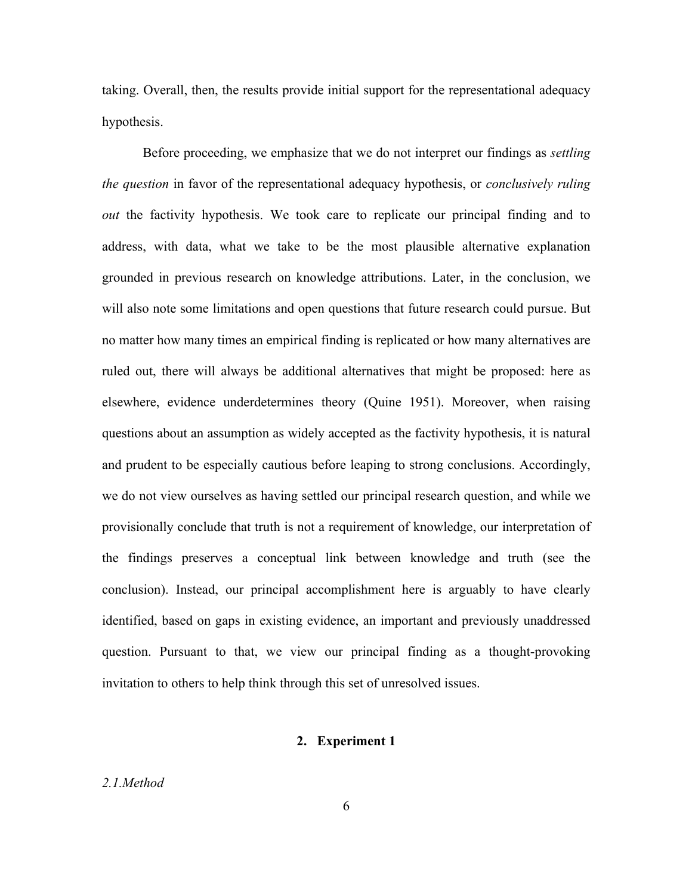taking. Overall, then, the results provide initial support for the representational adequacy hypothesis.

Before proceeding, we emphasize that we do not interpret our findings as *settling the question* in favor of the representational adequacy hypothesis, or *conclusively ruling out* the factivity hypothesis. We took care to replicate our principal finding and to address, with data, what we take to be the most plausible alternative explanation grounded in previous research on knowledge attributions. Later, in the conclusion, we will also note some limitations and open questions that future research could pursue. But no matter how many times an empirical finding is replicated or how many alternatives are ruled out, there will always be additional alternatives that might be proposed: here as elsewhere, evidence underdetermines theory (Quine 1951). Moreover, when raising questions about an assumption as widely accepted as the factivity hypothesis, it is natural and prudent to be especially cautious before leaping to strong conclusions. Accordingly, we do not view ourselves as having settled our principal research question, and while we provisionally conclude that truth is not a requirement of knowledge, our interpretation of the findings preserves a conceptual link between knowledge and truth (see the conclusion). Instead, our principal accomplishment here is arguably to have clearly identified, based on gaps in existing evidence, an important and previously unaddressed question. Pursuant to that, we view our principal finding as a thought-provoking invitation to others to help think through this set of unresolved issues.

## 2. Experiment 1

### *2.1. Method*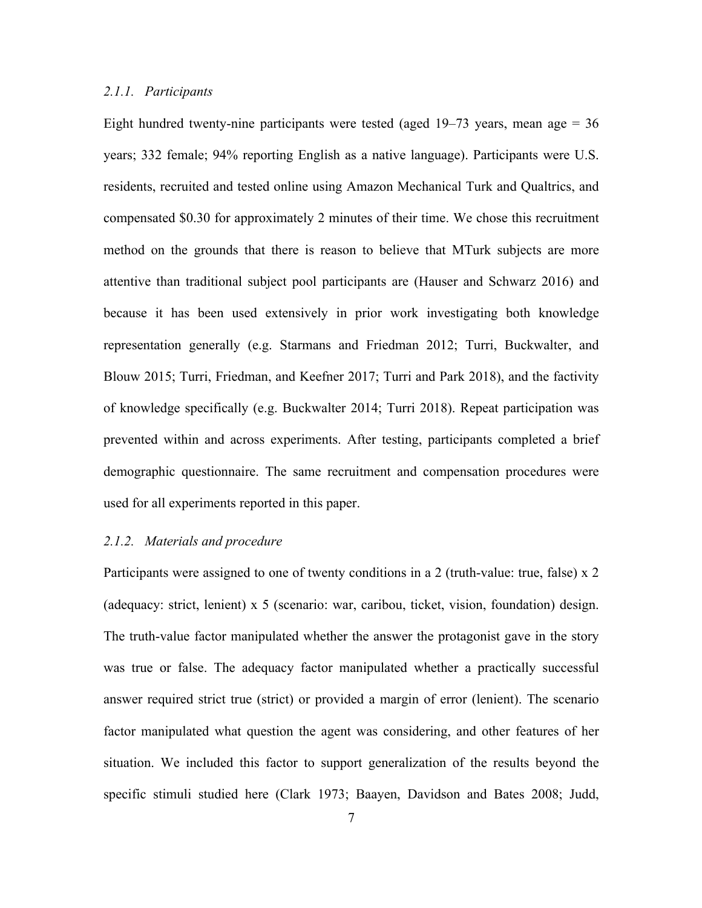### *2.1.1. Participants*

Eight hundred twenty-nine participants were tested (aged 19–73 years, mean age = 36 years; 332 female; 94% reporting English as a native language). Participants were U.S. residents, recruited and tested online using Amazon Mechanical Turk and Qualtrics, and compensated $0.30 for approximately 2 minutes of their time. We chose this recruitment method on the grounds that there is reason to believe that MTurk subjects are more attentive than traditional subject pool participants are (Hauser and Schwarz 2016) and because it has been used extensively in prior work investigating both knowledge representation generally (e.g. Starmans and Friedman 2012; Turri, Buckwalter, and Blouw 2015; Turri, Friedman, and Keefner 2017; Turri and Park 2018), and the factivity of knowledge specifically (e.g. Buckwalter 2014; Turri 2018). Repeat participation was prevented within and across experiments. After testing, participants completed a brief demographic questionnaire. The same recruitment and compensation procedures were used for all experiments reported in this paper.

### *2.1.2. Materials and procedure*

Participants were assigned to one of twenty conditions in a 2 (truth-value: true, false) x 2 (adequacy: strict, lenient) x 5 (scenario: war, caribou, ticket, vision, foundation) design. The truth-value factor manipulated whether the answer the protagonist gave in the story was true or false. The adequacy factor manipulated whether a practically successful answer required strict true (strict) or provided a margin of error (lenient). The scenario factor manipulated what question the agent was considering, and other features of her situation. We included this factor to support generalization of the results beyond the specific stimuli studied here (Clark 1973; Baayen, Davidson and Bates 2008; Judd,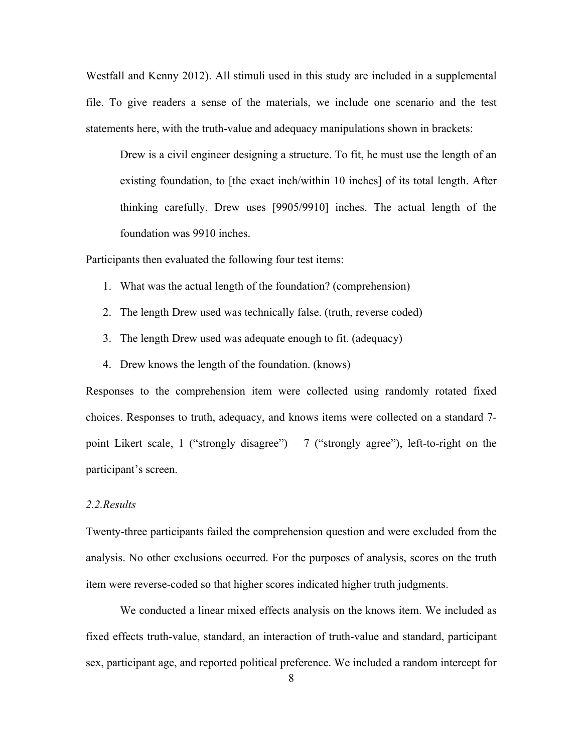Westfall and Kenny 2012). All stimuli used in this study are included in a supplemental file. To give readers a sense of the materials, we include one scenario and the test statements here, with the truth-value and adequacy manipulations shown in brackets:

> Drew is a civil engineer designing a structure. To fit, he must use the length of an existing foundation, to [the exact inch/within 10 inches] of its total length. After thinking carefully, Drew uses [9905/9910] inches. The actual length of the foundation was 9910 inches.

Participants then evaluated the following four test items:

1. What was the actual length of the foundation? (comprehension)
2. The length Drew used was technically false. (truth, reverse coded)
3. The length Drew used was adequate enough to fit. (adequacy)
4. Drew knows the length of the foundation. (knows)

Responses to the comprehension item were collected using randomly rotated fixed choices. Responses to truth, adequacy, and knows items were collected on a standard 7-point Likert scale, 1 ("strongly disagree") – 7 ("strongly agree"), left-to-right on the participant's screen.

### *2.2.Results*

Twenty-three participants failed the comprehension question and were excluded from the analysis. No other exclusions occurred. For the purposes of analysis, scores on the truth item were reverse-coded so that higher scores indicated higher truth judgments.

We conducted a linear mixed effects analysis on the knows item. We included as fixed effects truth-value, standard, an interaction of truth-value and standard, participant sex, participant age, and reported political preference. We included a random intercept for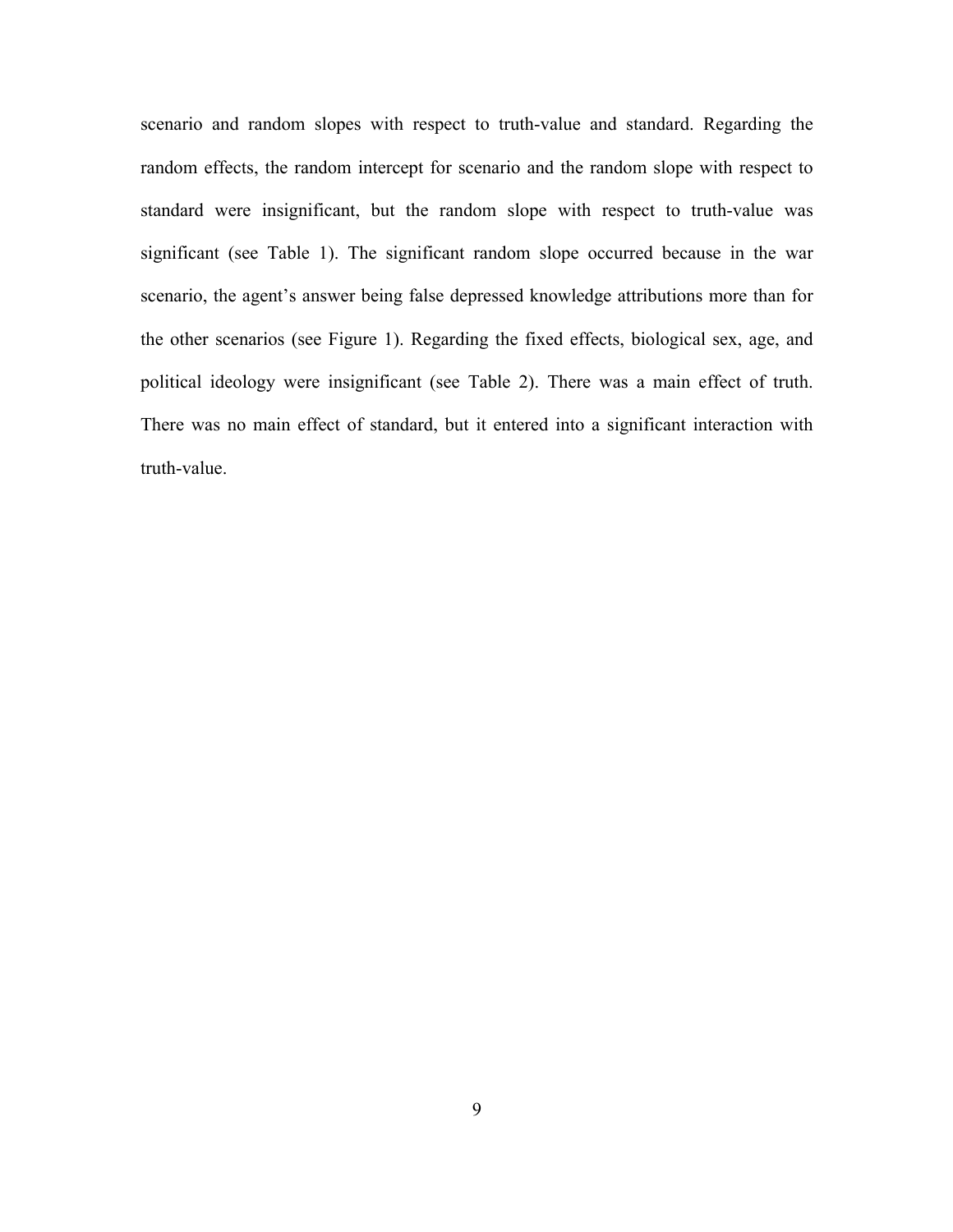scenario and random slopes with respect to truth-value and standard. Regarding the random effects, the random intercept for scenario and the random slope with respect to standard were insignificant, but the random slope with respect to truth-value was significant (see Table 1). The significant random slope occurred because in the war scenario, the agent's answer being false depressed knowledge attributions more than for the other scenarios (see Figure 1). Regarding the fixed effects, biological sex, age, and political ideology were insignificant (see Table 2). There was a main effect of truth. There was no main effect of standard, but it entered into a significant interaction with truth-value.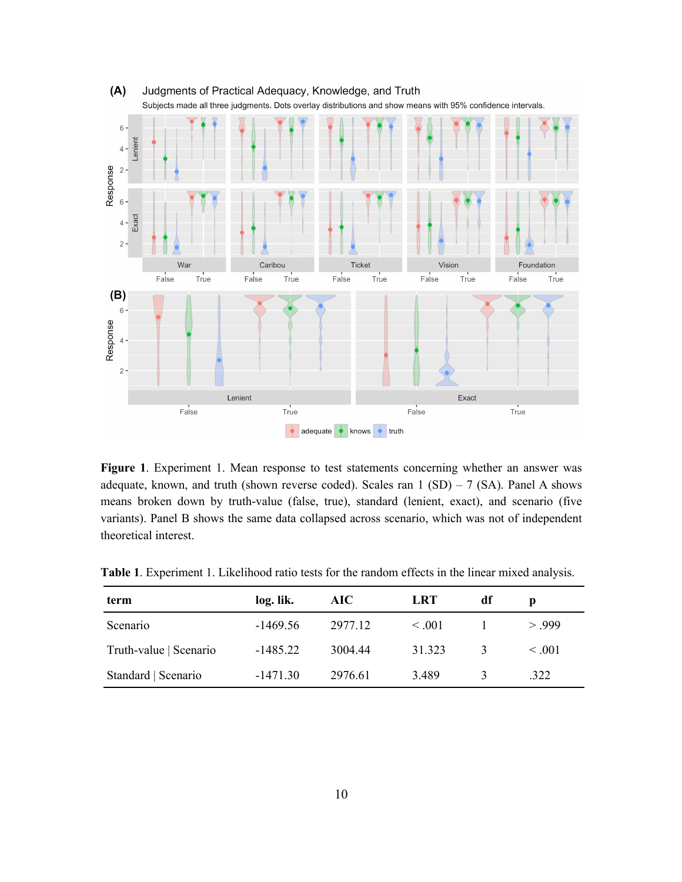**Figure 1**. Experiment 1. Mean response to test statements concerning whether an answer was adequate, known, and truth (shown reverse coded). Scales ran 1 (SD) – 7 (SA). Panel A shows means broken down by truth-value (false, true), standard (lenient, exact), and scenario (five variants). Panel B shows the same data collapsed across scenario, which was not of independent theoretical interest.

**Table 1**. Experiment 1. Likelihood ratio tests for the random effects in the linear mixed analysis.

| term | log. lik. | AIC | LRT | df | p |
|---|---|---|---|---|---|
| Scenario | -1469.56 | 2977.12 | < .001 | 1 | > .999 |
| Truth-value \| Scenario | -1485.22 | 3004.44 | 31.323 | 3 | < .001 |
| Standard \| Scenario | -1471.30 | 2976.61 | 3.489 | 3 | .322 |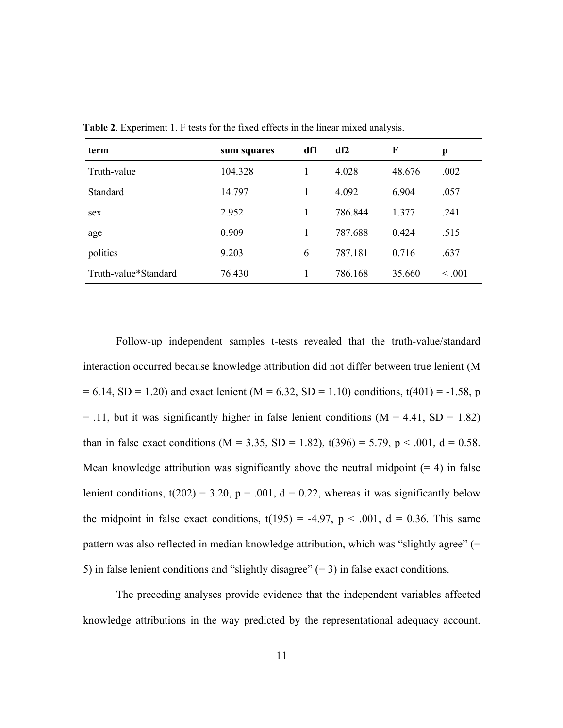**Table 2**. Experiment 1. F tests for the fixed effects in the linear mixed analysis.

| term | sum squares | df1 | df2 | F | p |
|---|---|---|---|---|---|
| Truth-value | 104.328 | 1 | 4.028 | 48.676 | .002 |
| Standard | 14.797 | 1 | 4.092 | 6.904 | .057 |
| sex | 2.952 | 1 | 786.844 | 1.377 | .241 |
| age | 0.909 | 1 | 787.688 | 0.424 | .515 |
| politics | 9.203 | 6 | 787.181 | 0.716 | .637 |
| Truth-value*Standard | 76.430 | 1 | 786.168 | 35.660 | < .001 |

Follow-up independent samples t-tests revealed that the truth-value/standard interaction occurred because knowledge attribution did not differ between true lenient ($M = 6.14$, $SD = 1.20$) and exact lenient ($M = 6.32$, $SD = 1.10$) conditions, $t(401) = -1.58$, $p = .11$, but it was significantly higher in false lenient conditions ($M = 4.41$, $SD = 1.82$) than in false exact conditions ($M = 3.35$, $SD = 1.82$), $t(396) = 5.79$, $p < .001$, $d = 0.58$. Mean knowledge attribution was significantly above the neutral midpoint (= 4) in false lenient conditions, $t(202) = 3.20$, $p = .001$, $d = 0.22$, whereas it was significantly below the midpoint in false exact conditions, $t(195) = -4.97$, $p < .001$, $d = 0.36$. This same pattern was also reflected in median knowledge attribution, which was "slightly agree" (= 5) in false lenient conditions and "slightly disagree" (= 3) in false exact conditions.

The preceding analyses provide evidence that the independent variables affected knowledge attributions in the way predicted by the representational adequacy account.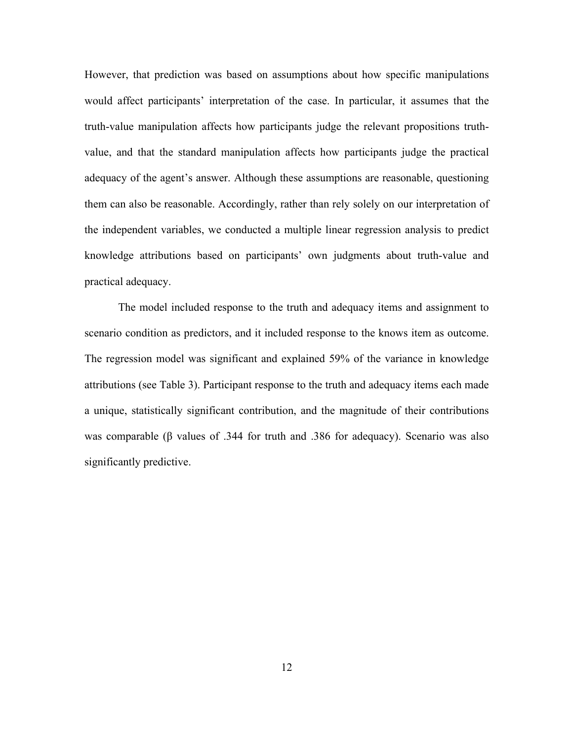However, that prediction was based on assumptions about how specific manipulations would affect participants' interpretation of the case. In particular, it assumes that the truth-value manipulation affects how participants judge the relevant propositions truth-value, and that the standard manipulation affects how participants judge the practical adequacy of the agent's answer. Although these assumptions are reasonable, questioning them can also be reasonable. Accordingly, rather than rely solely on our interpretation of the independent variables, we conducted a multiple linear regression analysis to predict knowledge attributions based on participants' own judgments about truth-value and practical adequacy.

The model included response to the truth and adequacy items and assignment to scenario condition as predictors, and it included response to the knows item as outcome. The regression model was significant and explained 59% of the variance in knowledge attributions (see Table 3). Participant response to the truth and adequacy items each made a unique, statistically significant contribution, and the magnitude of their contributions was comparable ($\beta$ values of .344 for truth and .386 for adequacy). Scenario was also significantly predictive.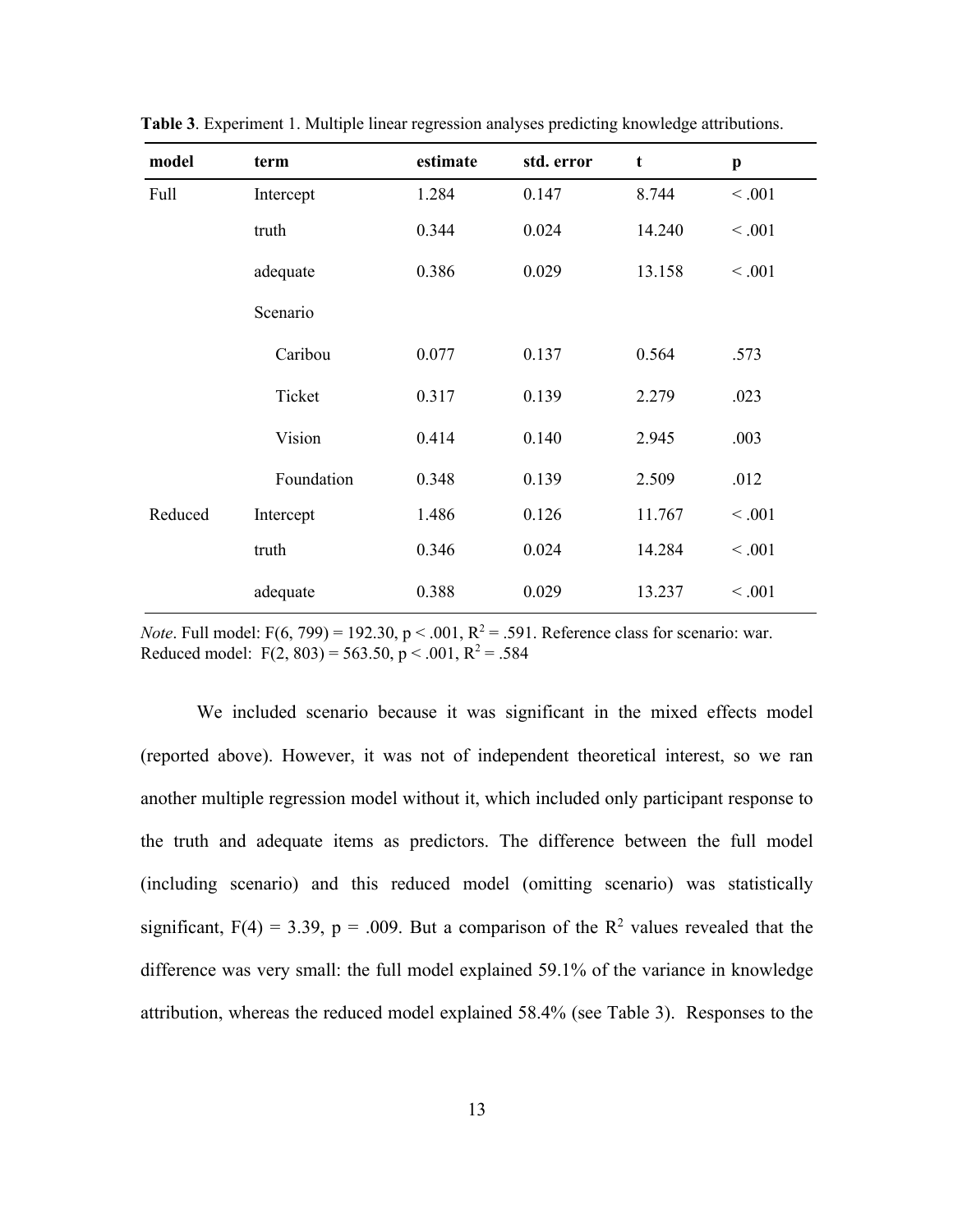**Table 3**. Experiment 1. Multiple linear regression analyses predicting knowledge attributions.

| model | term | estimate | std. error | t | p |
|---|---|---|---|---|---|
| Full | Intercept | 1.284 | 0.147 | 8.744 | < .001 |
| | truth | 0.344 | 0.024 | 14.240 | < .001 |
| | adequate | 0.386 | 0.029 | 13.158 | < .001 |
| | Scenario | | | | |
| | Caribou | 0.077 | 0.137 | 0.564 | .573 |
| | Ticket | 0.317 | 0.139 | 2.279 | .023 |
| | Vision | 0.414 | 0.140 | 2.945 | .003 |
| | Foundation | 0.348 | 0.139 | 2.509 | .012 |
| Reduced | Intercept | 1.486 | 0.126 | 11.767 | < .001 |
| | truth | 0.346 | 0.024 | 14.284 | < .001 |
| | adequate | 0.388 | 0.029 | 13.237 | < .001 |

*Note*. Full model: $F(6, 799) = 192.30$, $p < .001$, $R^2 = .591$. Reference class for scenario: war. Reduced model: $F(2, 803) = 563.50$, $p < .001$, $R^2 = .584$

We included scenario because it was significant in the mixed effects model (reported above). However, it was not of independent theoretical interest, so we ran another multiple regression model without it, which included only participant response to the truth and adequate items as predictors. The difference between the full model (including scenario) and this reduced model (omitting scenario) was statistically significant, $F(4) = 3.39$, $p = .009$. But a comparison of the $R^2$ values revealed that the difference was very small: the full model explained 59.1% of the variance in knowledge attribution, whereas the reduced model explained 58.4% (see Table 3). Responses to the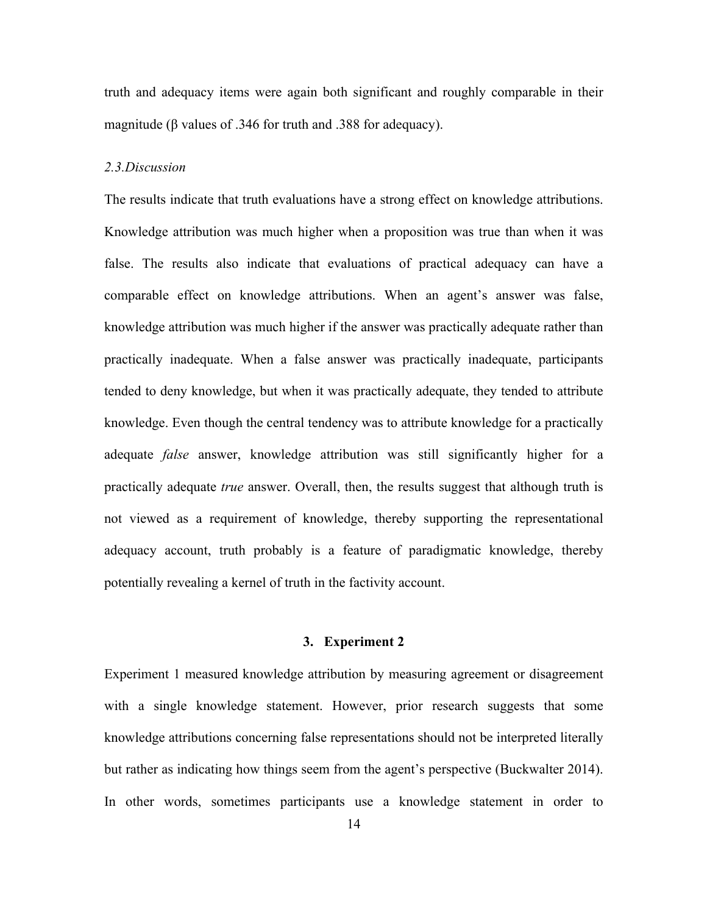truth and adequacy items were again both significant and roughly comparable in their magnitude ($\beta$ values of .346 for truth and .388 for adequacy).

### *2.3. Discussion*

The results indicate that truth evaluations have a strong effect on knowledge attributions. Knowledge attribution was much higher when a proposition was true than when it was false. The results also indicate that evaluations of practical adequacy can have a comparable effect on knowledge attributions. When an agent's answer was false, knowledge attribution was much higher if the answer was practically adequate rather than practically inadequate. When a false answer was practically inadequate, participants tended to deny knowledge, but when it was practically adequate, they tended to attribute knowledge. Even though the central tendency was to attribute knowledge for a practically adequate *false* answer, knowledge attribution was still significantly higher for a practically adequate *true* answer. Overall, then, the results suggest that although truth is not viewed as a requirement of knowledge, thereby supporting the representational adequacy account, truth probably is a feature of paradigmatic knowledge, thereby potentially revealing a kernel of truth in the factivity account.

## 3. Experiment 2

Experiment 1 measured knowledge attribution by measuring agreement or disagreement with a single knowledge statement. However, prior research suggests that some knowledge attributions concerning false representations should not be interpreted literally but rather as indicating how things seem from the agent's perspective (Buckwalter 2014). In other words, sometimes participants use a knowledge statement in order to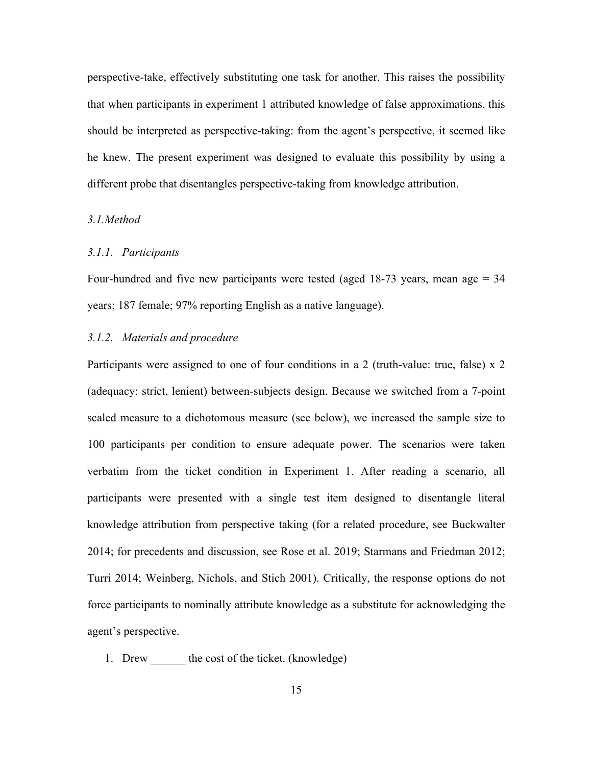perspective-take, effectively substituting one task for another. This raises the possibility that when participants in experiment 1 attributed knowledge of false approximations, this should be interpreted as perspective-taking: from the agent's perspective, it seemed like he knew. The present experiment was designed to evaluate this possibility by using a different probe that disentangles perspective-taking from knowledge attribution.

### *3.1.Method*

#### *3.1.1. Participants*

Four-hundred and five new participants were tested (aged 18-73 years, mean age = 34 years; 187 female; 97% reporting English as a native language).

#### *3.1.2. Materials and procedure*

Participants were assigned to one of four conditions in a 2 (truth-value: true, false) x 2 (adequacy: strict, lenient) between-subjects design. Because we switched from a 7-point scaled measure to a dichotomous measure (see below), we increased the sample size to 100 participants per condition to ensure adequate power. The scenarios were taken verbatim from the ticket condition in Experiment 1. After reading a scenario, all participants were presented with a single test item designed to disentangle literal knowledge attribution from perspective taking (for a related procedure, see Buckwalter 2014; for precedents and discussion, see Rose et al. 2019; Starmans and Friedman 2012; Turri 2014; Weinberg, Nichols, and Stich 2001). Critically, the response options do not force participants to nominally attribute knowledge as a substitute for acknowledging the agent's perspective.

1. Drew ______ the cost of the ticket. (knowledge)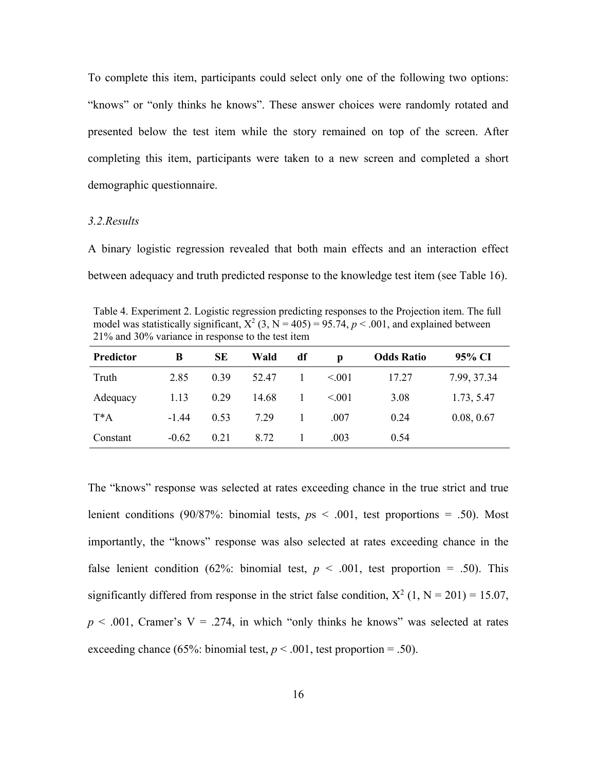To complete this item, participants could select only one of the following two options: "knows" or "only thinks he knows". These answer choices were randomly rotated and presented below the test item while the story remained on top of the screen. After completing this item, participants were taken to a new screen and completed a short demographic questionnaire.

### *3.2.Results*

A binary logistic regression revealed that both main effects and an interaction effect between adequacy and truth predicted response to the knowledge test item (see Table 16).

Table 4. Experiment 2. Logistic regression predicting responses to the Projection item. The full model was statistically significant, $X^2$ (3, N = 405) = 95.74, $p < .001$, and explained between 21% and 30% variance in response to the test item

| Predictor | B | SE | Wald | df | p | Odds Ratio | 95% CI |
|---|---|---|---|---|---|---|---|
| Truth | 2.85 | 0.39 | 52.47 | 1 | <.001 | 17.27 | 7.99, 37.34 |
| Adequacy | 1.13 | 0.29 | 14.68 | 1 | <.001 | 3.08 | 1.73, 5.47 |
| T*A | -1.44 | 0.53 | 7.29 | 1 | .007 | 0.24 | 0.08, 0.67 |
| Constant | -0.62 | 0.21 | 8.72 | 1 | .003 | 0.54 | |

The "knows" response was selected at rates exceeding chance in the true strict and true lenient conditions (90/87%: binomial tests, *p*s < .001, test proportions = .50). Most importantly, the "knows" response was also selected at rates exceeding chance in the false lenient condition (62%: binomial test, $p < .001$, test proportion = .50). This significantly differed from response in the strict false condition, $X^2$ (1, N = 201) = 15.07, $p < .001$, Cramer's V = .274, in which "only thinks he knows" was selected at rates exceeding chance (65%: binomial test, $p < .001$, test proportion = .50).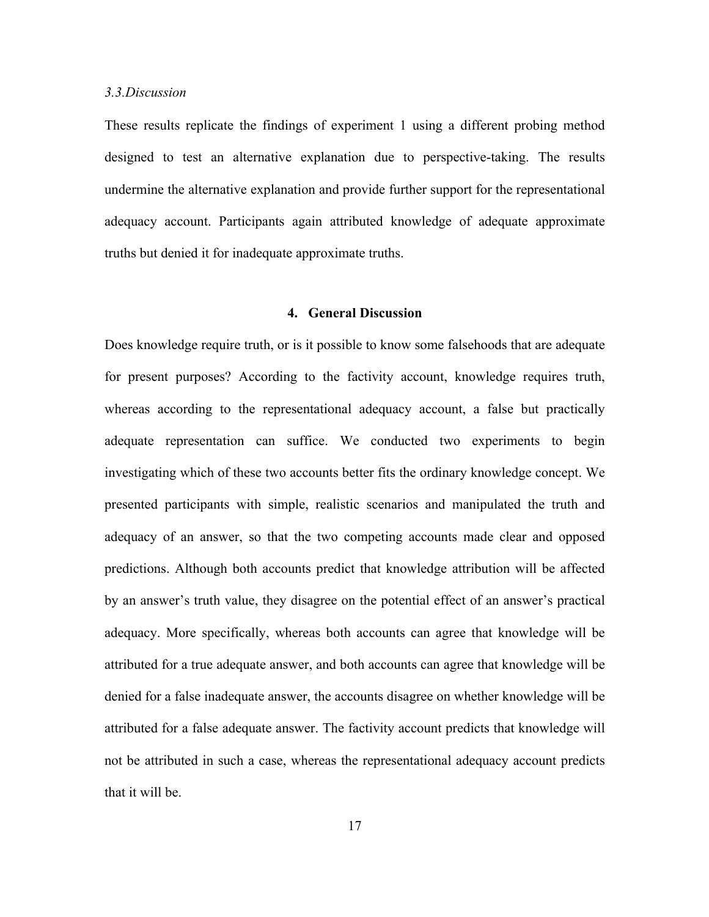### *3.3. Discussion*

These results replicate the findings of experiment 1 using a different probing method designed to test an alternative explanation due to perspective-taking. The results undermine the alternative explanation and provide further support for the representational adequacy account. Participants again attributed knowledge of adequate approximate truths but denied it for inadequate approximate truths.

## 4. General Discussion

Does knowledge require truth, or is it possible to know some falsehoods that are adequate for present purposes? According to the factivity account, knowledge requires truth, whereas according to the representational adequacy account, a false but practically adequate representation can suffice. We conducted two experiments to begin investigating which of these two accounts better fits the ordinary knowledge concept. We presented participants with simple, realistic scenarios and manipulated the truth and adequacy of an answer, so that the two competing accounts made clear and opposed predictions. Although both accounts predict that knowledge attribution will be affected by an answer's truth value, they disagree on the potential effect of an answer's practical adequacy. More specifically, whereas both accounts can agree that knowledge will be attributed for a true adequate answer, and both accounts can agree that knowledge will be denied for a false inadequate answer, the accounts disagree on whether knowledge will be attributed for a false adequate answer. The factivity account predicts that knowledge will not be attributed in such a case, whereas the representational adequacy account predicts that it will be.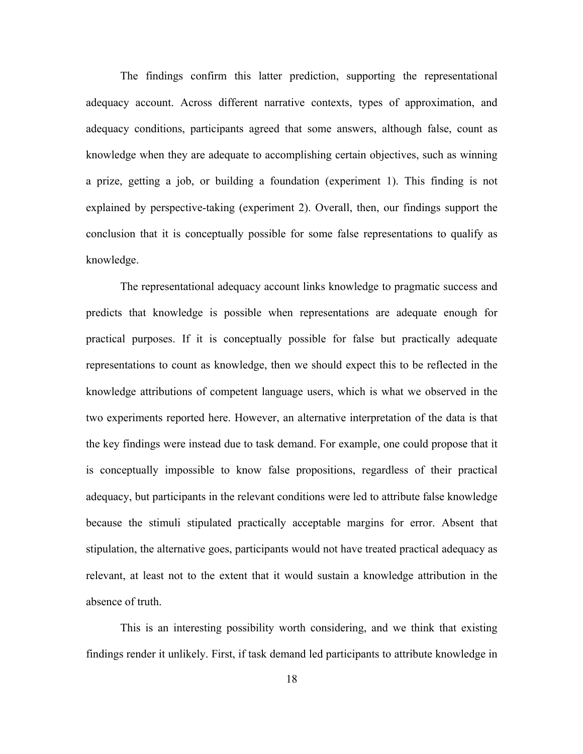The findings confirm this latter prediction, supporting the representational adequacy account. Across different narrative contexts, types of approximation, and adequacy conditions, participants agreed that some answers, although false, count as knowledge when they are adequate to accomplishing certain objectives, such as winning a prize, getting a job, or building a foundation (experiment 1). This finding is not explained by perspective-taking (experiment 2). Overall, then, our findings support the conclusion that it is conceptually possible for some false representations to qualify as knowledge.

The representational adequacy account links knowledge to pragmatic success and predicts that knowledge is possible when representations are adequate enough for practical purposes. If it is conceptually possible for false but practically adequate representations to count as knowledge, then we should expect this to be reflected in the knowledge attributions of competent language users, which is what we observed in the two experiments reported here. However, an alternative interpretation of the data is that the key findings were instead due to task demand. For example, one could propose that it is conceptually impossible to know false propositions, regardless of their practical adequacy, but participants in the relevant conditions were led to attribute false knowledge because the stimuli stipulated practically acceptable margins for error. Absent that stipulation, the alternative goes, participants would not have treated practical adequacy as relevant, at least not to the extent that it would sustain a knowledge attribution in the absence of truth.

This is an interesting possibility worth considering, and we think that existing findings render it unlikely. First, if task demand led participants to attribute knowledge in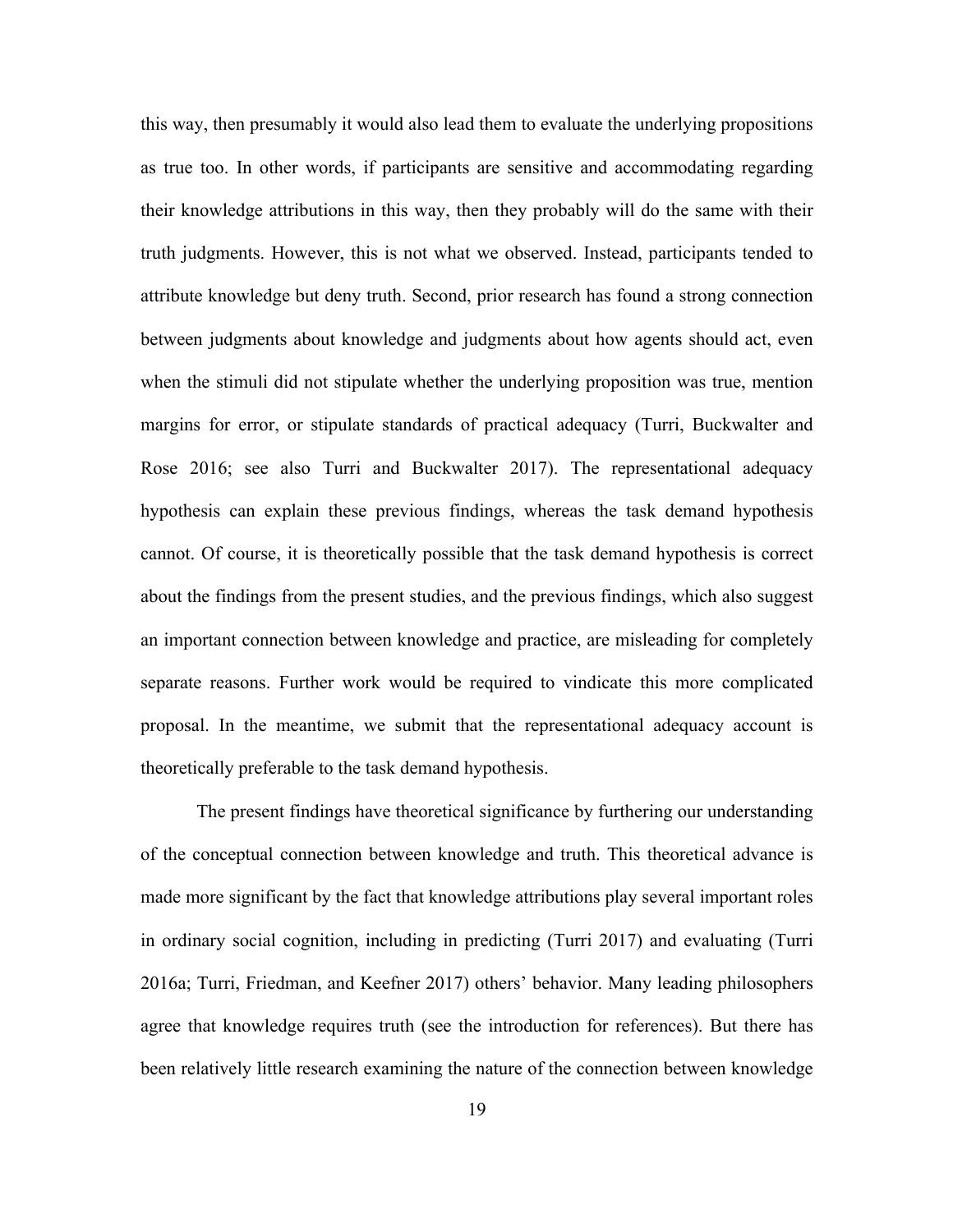this way, then presumably it would also lead them to evaluate the underlying propositions as true too. In other words, if participants are sensitive and accommodating regarding their knowledge attributions in this way, then they probably will do the same with their truth judgments. However, this is not what we observed. Instead, participants tended to attribute knowledge but deny truth. Second, prior research has found a strong connection between judgments about knowledge and judgments about how agents should act, even when the stimuli did not stipulate whether the underlying proposition was true, mention margins for error, or stipulate standards of practical adequacy (Turri, Buckwalter and Rose 2016; see also Turri and Buckwalter 2017). The representational adequacy hypothesis can explain these previous findings, whereas the task demand hypothesis cannot. Of course, it is theoretically possible that the task demand hypothesis is correct about the findings from the present studies, and the previous findings, which also suggest an important connection between knowledge and practice, are misleading for completely separate reasons. Further work would be required to vindicate this more complicated proposal. In the meantime, we submit that the representational adequacy account is theoretically preferable to the task demand hypothesis.

The present findings have theoretical significance by furthering our understanding of the conceptual connection between knowledge and truth. This theoretical advance is made more significant by the fact that knowledge attributions play several important roles in ordinary social cognition, including in predicting (Turri 2017) and evaluating (Turri 2016a; Turri, Friedman, and Keefner 2017) others' behavior. Many leading philosophers agree that knowledge requires truth (see the introduction for references). But there has been relatively little research examining the nature of the connection between knowledge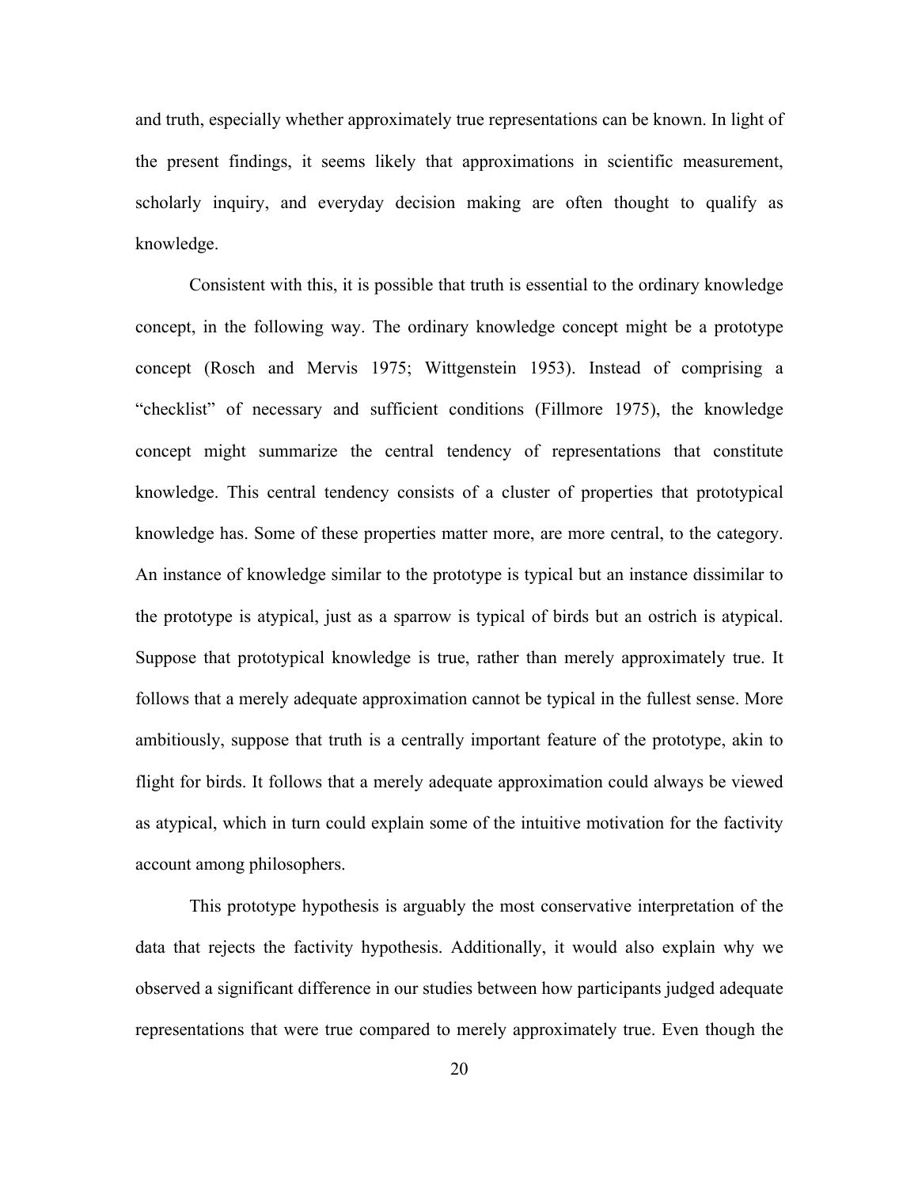and truth, especially whether approximately true representations can be known. In light of the present findings, it seems likely that approximations in scientific measurement, scholarly inquiry, and everyday decision making are often thought to qualify as knowledge.

Consistent with this, it is possible that truth is essential to the ordinary knowledge concept, in the following way. The ordinary knowledge concept might be a prototype concept (Rosch and Mervis 1975; Wittgenstein 1953). Instead of comprising a "checklist" of necessary and sufficient conditions (Fillmore 1975), the knowledge concept might summarize the central tendency of representations that constitute knowledge. This central tendency consists of a cluster of properties that prototypical knowledge has. Some of these properties matter more, are more central, to the category. An instance of knowledge similar to the prototype is typical but an instance dissimilar to the prototype is atypical, just as a sparrow is typical of birds but an ostrich is atypical. Suppose that prototypical knowledge is true, rather than merely approximately true. It follows that a merely adequate approximation cannot be typical in the fullest sense. More ambitiously, suppose that truth is a centrally important feature of the prototype, akin to flight for birds. It follows that a merely adequate approximation could always be viewed as atypical, which in turn could explain some of the intuitive motivation for the factivity account among philosophers.

This prototype hypothesis is arguably the most conservative interpretation of the data that rejects the factivity hypothesis. Additionally, it would also explain why we observed a significant difference in our studies between how participants judged adequate representations that were true compared to merely approximately true. Even though the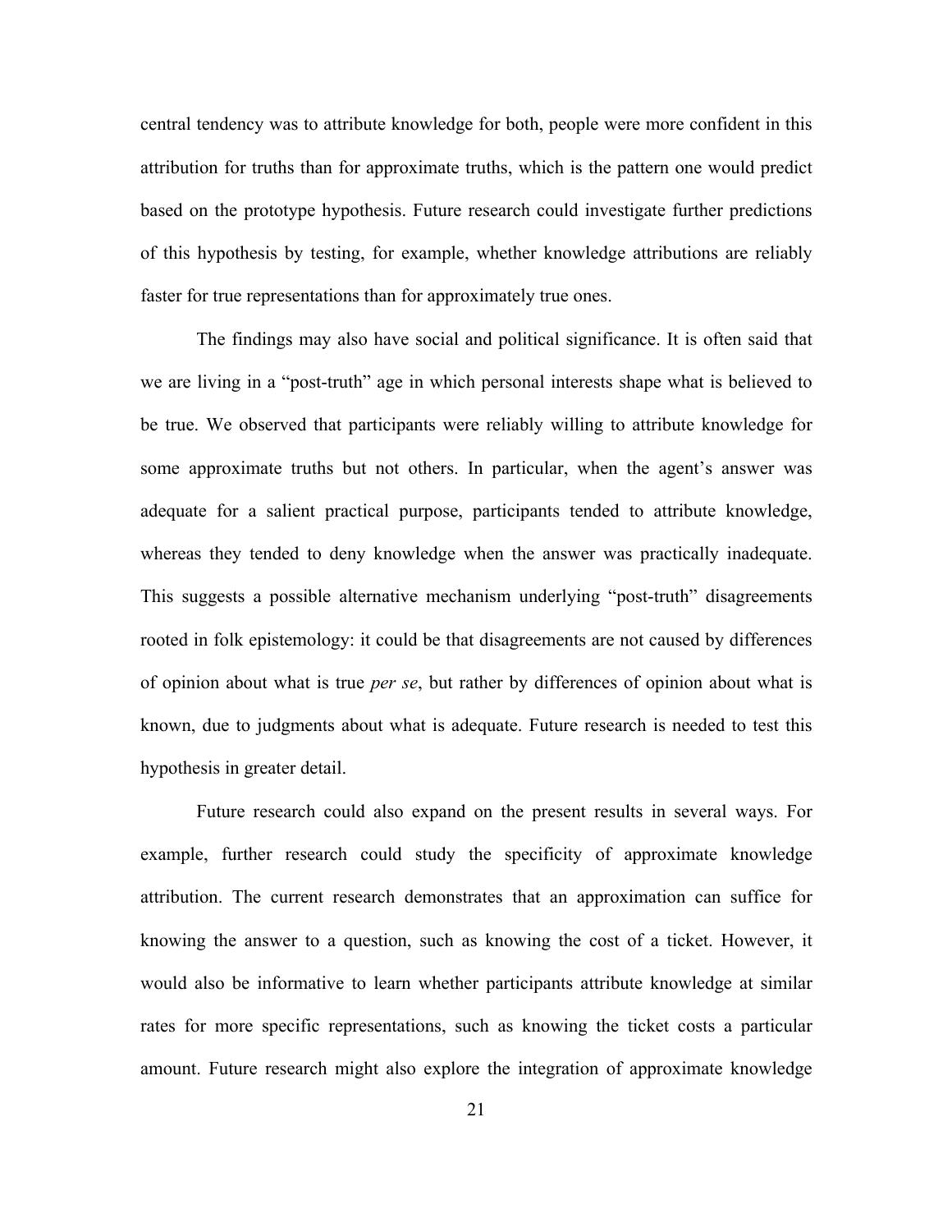central tendency was to attribute knowledge for both, people were more confident in this attribution for truths than for approximate truths, which is the pattern one would predict based on the prototype hypothesis. Future research could investigate further predictions of this hypothesis by testing, for example, whether knowledge attributions are reliably faster for true representations than for approximately true ones.

The findings may also have social and political significance. It is often said that we are living in a "post-truth" age in which personal interests shape what is believed to be true. We observed that participants were reliably willing to attribute knowledge for some approximate truths but not others. In particular, when the agent's answer was adequate for a salient practical purpose, participants tended to attribute knowledge, whereas they tended to deny knowledge when the answer was practically inadequate. This suggests a possible alternative mechanism underlying "post-truth" disagreements rooted in folk epistemology: it could be that disagreements are not caused by differences of opinion about what is true *per se*, but rather by differences of opinion about what is known, due to judgments about what is adequate. Future research is needed to test this hypothesis in greater detail.

Future research could also expand on the present results in several ways. For example, further research could study the specificity of approximate knowledge attribution. The current research demonstrates that an approximation can suffice for knowing the answer to a question, such as knowing the cost of a ticket. However, it would also be informative to learn whether participants attribute knowledge at similar rates for more specific representations, such as knowing the ticket costs a particular amount. Future research might also explore the integration of approximate knowledge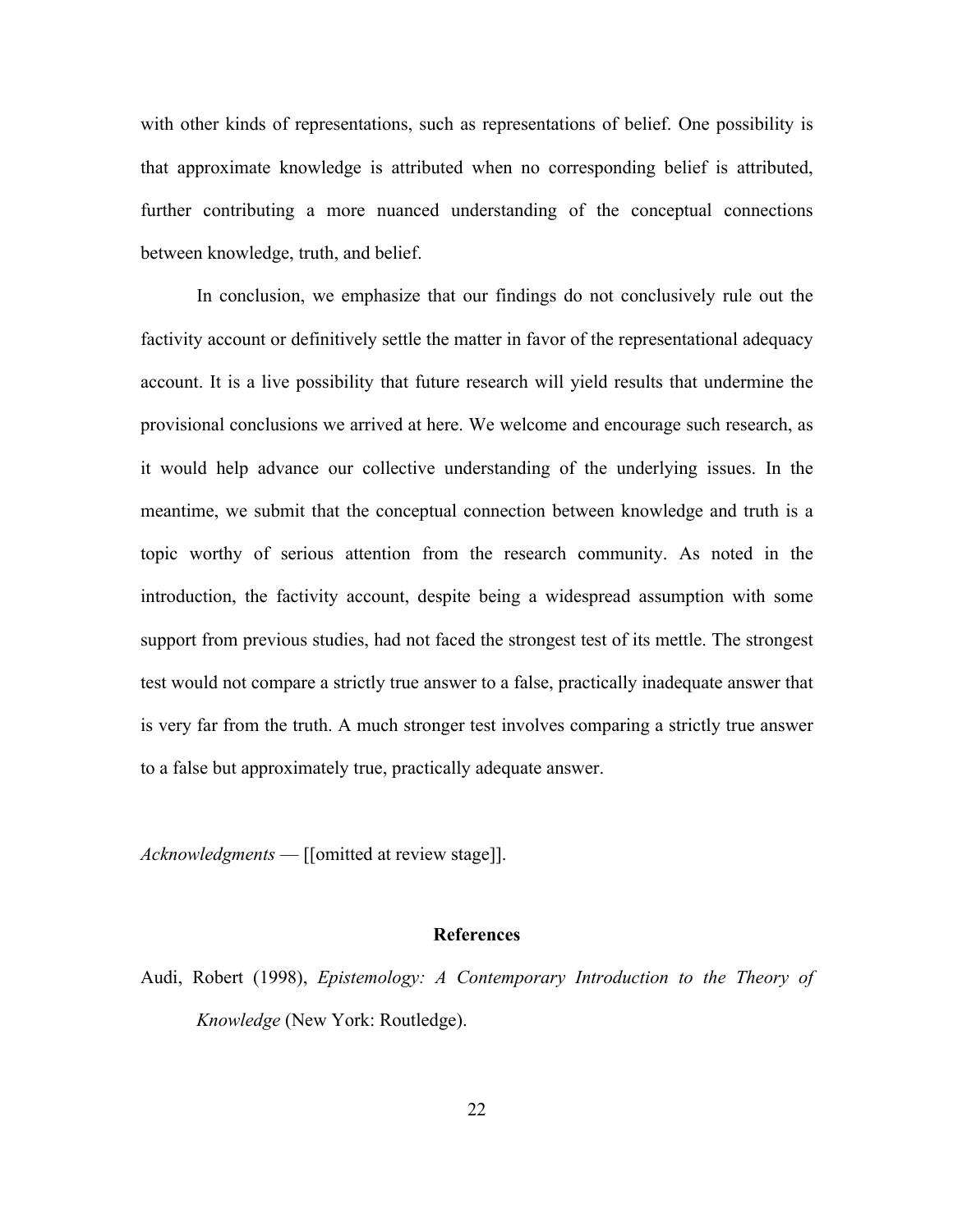with other kinds of representations, such as representations of belief. One possibility is that approximate knowledge is attributed when no corresponding belief is attributed, further contributing a more nuanced understanding of the conceptual connections between knowledge, truth, and belief.

In conclusion, we emphasize that our findings do not conclusively rule out the factivity account or definitively settle the matter in favor of the representational adequacy account. It is a live possibility that future research will yield results that undermine the provisional conclusions we arrived at here. We welcome and encourage such research, as it would help advance our collective understanding of the underlying issues. In the meantime, we submit that the conceptual connection between knowledge and truth is a topic worthy of serious attention from the research community. As noted in the introduction, the factivity account, despite being a widespread assumption with some support from previous studies, had not faced the strongest test of its mettle. The strongest test would not compare a strictly true answer to a false, practically inadequate answer that is very far from the truth. A much stronger test involves comparing a strictly true answer to a false but approximately true, practically adequate answer.

*Acknowledgments* — [[omitted at review stage]].

## References

Audi, Robert (1998), *Epistemology: A Contemporary Introduction to the Theory of Knowledge* (New York: Routledge).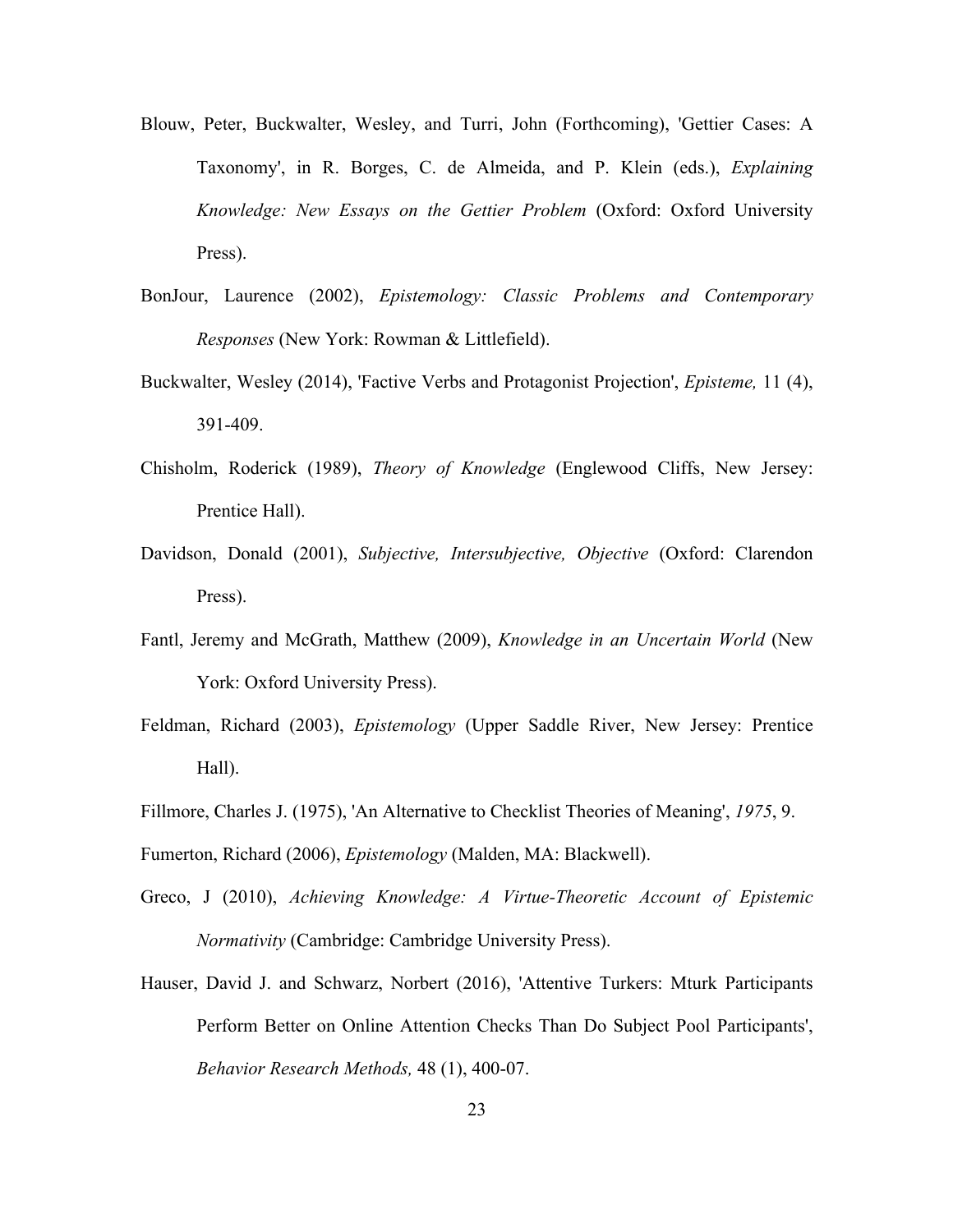Blouw, Peter, Buckwalter, Wesley, and Turri, John (Forthcoming), 'Gettier Cases: A Taxonomy', in R. Borges, C. de Almeida, and P. Klein (eds.), *Explaining Knowledge: New Essays on the Gettier Problem* (Oxford: Oxford University Press).

BonJour, Laurence (2002), *Epistemology: Classic Problems and Contemporary Responses* (New York: Rowman & Littlefield).

Buckwalter, Wesley (2014), 'Factive Verbs and Protagonist Projection', *Episteme,* 11 (4), 391-409.

Chisholm, Roderick (1989), *Theory of Knowledge* (Englewood Cliffs, New Jersey: Prentice Hall).

Davidson, Donald (2001), *Subjective, Intersubjective, Objective* (Oxford: Clarendon Press).

Fantl, Jeremy and McGrath, Matthew (2009), *Knowledge in an Uncertain World* (New York: Oxford University Press).

Feldman, Richard (2003), *Epistemology* (Upper Saddle River, New Jersey: Prentice Hall).

Fillmore, Charles J. (1975), 'An Alternative to Checklist Theories of Meaning', *1975*, 9.

Fumerton, Richard (2006), *Epistemology* (Malden, MA: Blackwell).

Greco, J (2010), *Achieving Knowledge: A Virtue-Theoretic Account of Epistemic Normativity* (Cambridge: Cambridge University Press).

Hauser, David J. and Schwarz, Norbert (2016), 'Attentive Turkers: Mturk Participants Perform Better on Online Attention Checks Than Do Subject Pool Participants', *Behavior Research Methods,* 48 (1), 400-07.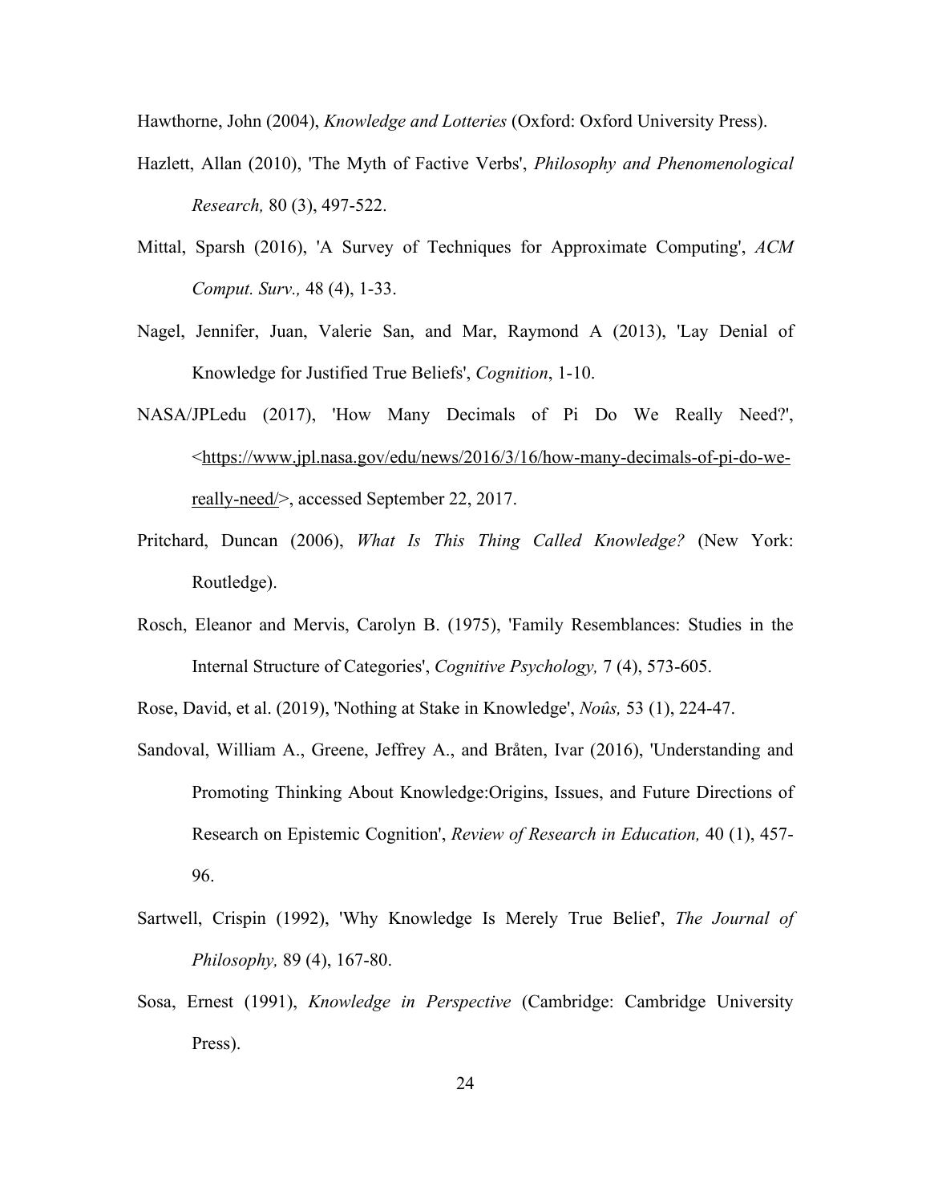Hawthorne, John (2004), *Knowledge and Lotteries* (Oxford: Oxford University Press).

Hazlett, Allan (2010), 'The Myth of Factive Verbs', *Philosophy and Phenomenological Research,* 80 (3), 497-522.

Mittal, Sparsh (2016), 'A Survey of Techniques for Approximate Computing', *ACM Comput. Surv.,* 48 (4), 1-33.

Nagel, Jennifer, Juan, Valerie San, and Mar, Raymond A (2013), 'Lay Denial of Knowledge for Justified True Beliefs', *Cognition*, 1-10.

NASA/JPLedu (2017), 'How Many Decimals of Pi Do We Really Need?', <https://www.jpl.nasa.gov/edu/news/2016/3/16/how-many-decimals-of-pi-do-we-really-need/>, accessed September 22, 2017.

Pritchard, Duncan (2006), *What Is This Thing Called Knowledge?* (New York: Routledge).

Rosch, Eleanor and Mervis, Carolyn B. (1975), 'Family Resemblances: Studies in the Internal Structure of Categories', *Cognitive Psychology,* 7 (4), 573-605.

Rose, David, et al. (2019), 'Nothing at Stake in Knowledge', *Noûs,* 53 (1), 224-47.

Sandoval, William A., Greene, Jeffrey A., and Bråten, Ivar (2016), 'Understanding and Promoting Thinking About Knowledge:Origins, Issues, and Future Directions of Research on Epistemic Cognition', *Review of Research in Education,* 40 (1), 457-96.

Sartwell, Crispin (1992), 'Why Knowledge Is Merely True Belief', *The Journal of Philosophy,* 89 (4), 167-80.

Sosa, Ernest (1991), *Knowledge in Perspective* (Cambridge: Cambridge University Press).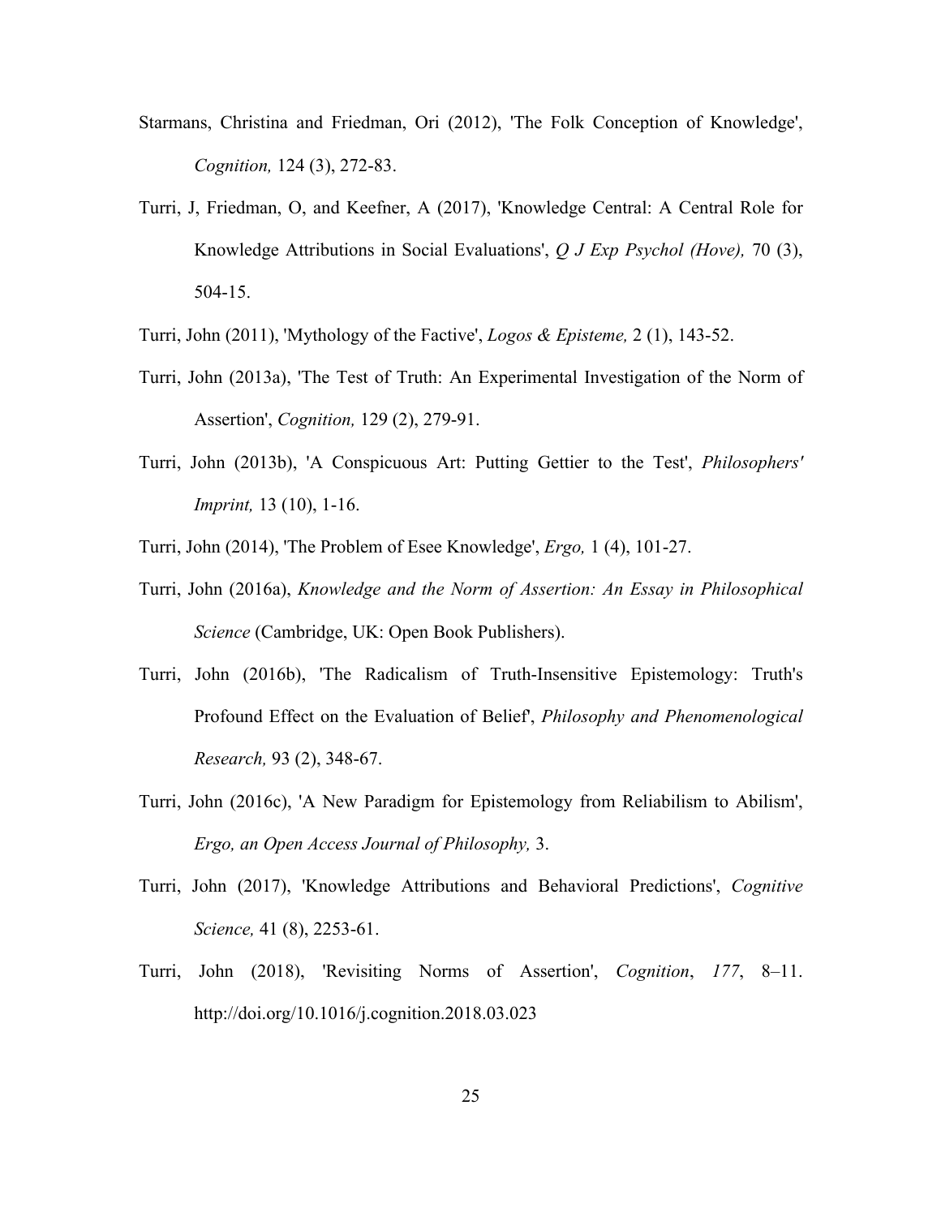Starmans, Christina and Friedman, Ori (2012), 'The Folk Conception of Knowledge', *Cognition,* 124 (3), 272-83.

Turri, J, Friedman, O, and Keefner, A (2017), 'Knowledge Central: A Central Role for Knowledge Attributions in Social Evaluations', *Q J Exp Psychol (Hove),* 70 (3), 504-15.

Turri, John (2011), 'Mythology of the Factive', *Logos & Episteme,* 2 (1), 143-52.

Turri, John (2013a), 'The Test of Truth: An Experimental Investigation of the Norm of Assertion', *Cognition,* 129 (2), 279-91.

Turri, John (2013b), 'A Conspicuous Art: Putting Gettier to the Test', *Philosophers' Imprint,* 13 (10), 1-16.

Turri, John (2014), 'The Problem of Esee Knowledge', *Ergo,* 1 (4), 101-27.

Turri, John (2016a), *Knowledge and the Norm of Assertion: An Essay in Philosophical Science* (Cambridge, UK: Open Book Publishers).

Turri, John (2016b), 'The Radicalism of Truth-Insensitive Epistemology: Truth's Profound Effect on the Evaluation of Belief', *Philosophy and Phenomenological Research,* 93 (2), 348-67.

Turri, John (2016c), 'A New Paradigm for Epistemology from Reliabilism to Abilism', *Ergo, an Open Access Journal of Philosophy,* 3.

Turri, John (2017), 'Knowledge Attributions and Behavioral Predictions', *Cognitive Science,* 41 (8), 2253-61.

Turri, John (2018), 'Revisiting Norms of Assertion', *Cognition*, *177*, 8–11. http://doi.org/10.1016/j.cognition.2018.03.023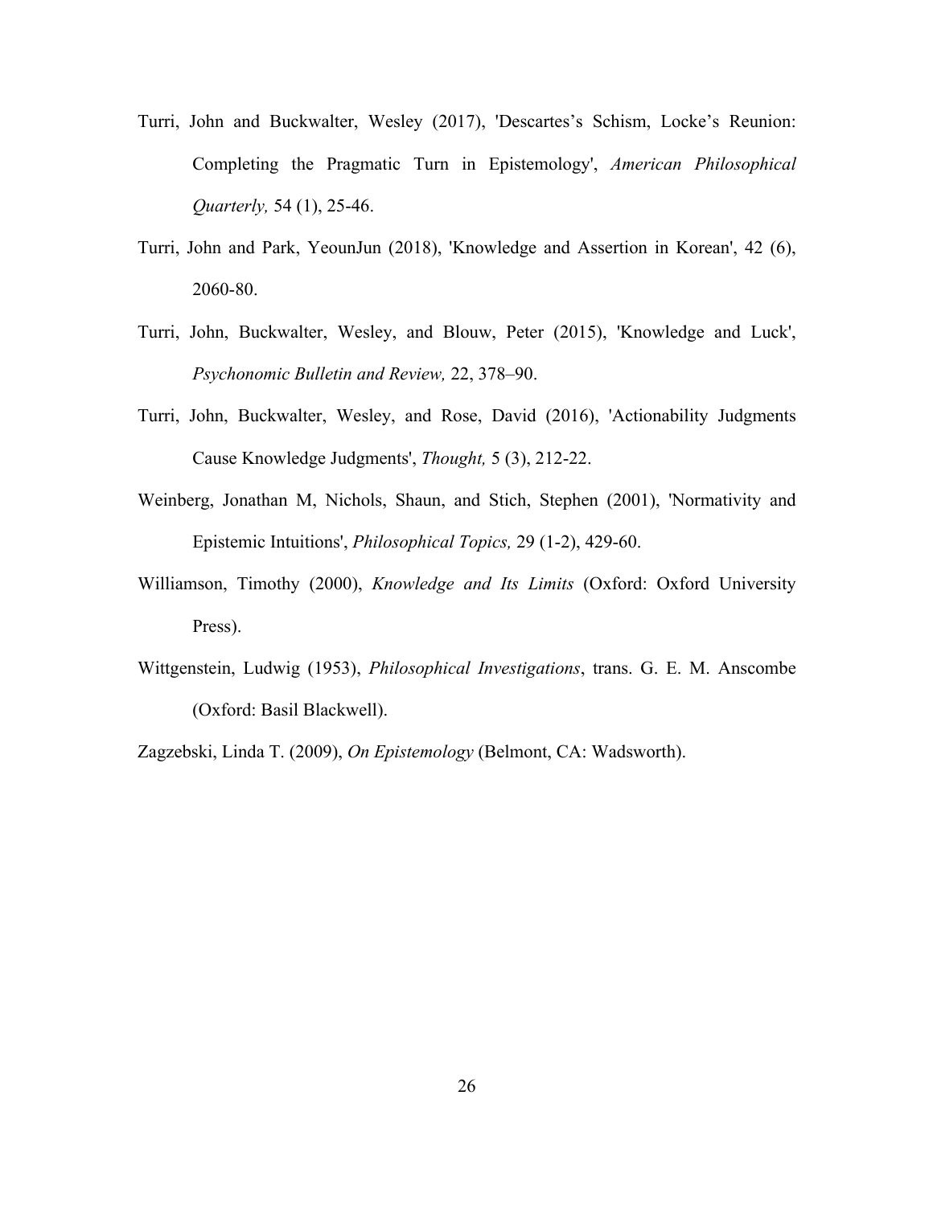Turri, John and Buckwalter, Wesley (2017), 'Descartes's Schism, Locke's Reunion: Completing the Pragmatic Turn in Epistemology', *American Philosophical Quarterly,* 54 (1), 25-46.

Turri, John and Park, YeounJun (2018), 'Knowledge and Assertion in Korean', 42 (6), 2060-80.

Turri, John, Buckwalter, Wesley, and Blouw, Peter (2015), 'Knowledge and Luck', *Psychonomic Bulletin and Review,* 22, 378–90.

Turri, John, Buckwalter, Wesley, and Rose, David (2016), 'Actionability Judgments Cause Knowledge Judgments', *Thought,* 5 (3), 212-22.

Weinberg, Jonathan M, Nichols, Shaun, and Stich, Stephen (2001), 'Normativity and Epistemic Intuitions', *Philosophical Topics,* 29 (1-2), 429-60.

Williamson, Timothy (2000), *Knowledge and Its Limits* (Oxford: Oxford University Press).

Wittgenstein, Ludwig (1953), *Philosophical Investigations*, trans. G. E. M. Anscombe (Oxford: Basil Blackwell).

Zagzebski, Linda T. (2009), *On Epistemology* (Belmont, CA: Wadsworth).